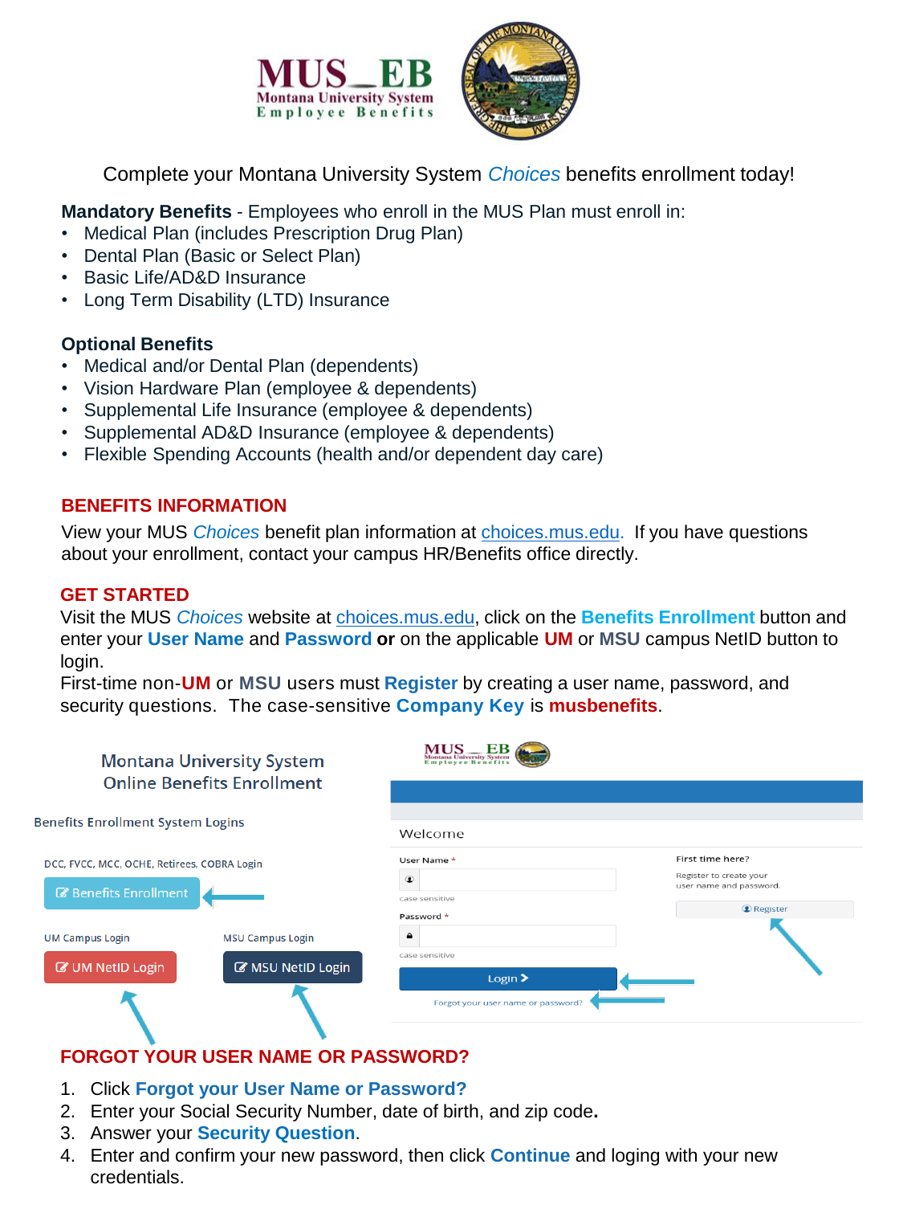**MUS_EB**
Montana University System
Employee Benefits

Complete your Montana University System *Choices* benefits enrollment today!

**Mandatory Benefits** - Employees who enroll in the MUS Plan must enroll in:

- Medical Plan (includes Prescription Drug Plan)
- Dental Plan (Basic or Select Plan)
- Basic Life/AD&D Insurance
- Long Term Disability (LTD) Insurance

**Optional Benefits**

- Medical and/or Dental Plan (dependents)
- Vision Hardware Plan (employee & dependents)
- Supplemental Life Insurance (employee & dependents)
- Supplemental AD&D Insurance (employee & dependents)
- Flexible Spending Accounts (health and/or dependent day care)

## BENEFITS INFORMATION

View your MUS *Choices* benefit plan information at choices.mus.edu. If you have questions about your enrollment, contact your campus HR/Benefits office directly.

## GET STARTED

Visit the MUS *Choices* website at choices.mus.edu, click on the **Benefits Enrollment** button and enter your **User Name** and **Password** **or** on the applicable **UM** or **MSU** campus NetID button to login.
First-time non-**UM** or **MSU** users must **Register** by creating a user name, password, and security questions. The case-sensitive **Company Key** is **musbenefits**.

Montana University System
Online Benefits Enrollment

Benefits Enrollment System Logins

DCC, FVCC, MCC, OCHE, Retirees, COBRA Login

Benefits Enrollment

UM Campus Login — UM NetID Login

MSU Campus Login — MSU NetID Login

Welcome

User Name *
case sensitive

Password *
case sensitive

Login >

Forgot your user name or password?

First time here?
Register to create your user name and password.

Register

## FORGOT YOUR USER NAME OR PASSWORD?

1. Click **Forgot your User Name or Password?**
2. Enter your Social Security Number, date of birth, and zip code**.**
3. Answer your **Security Question**.
4. Enter and confirm your new password, then click **Continue** and loging with your new credentials.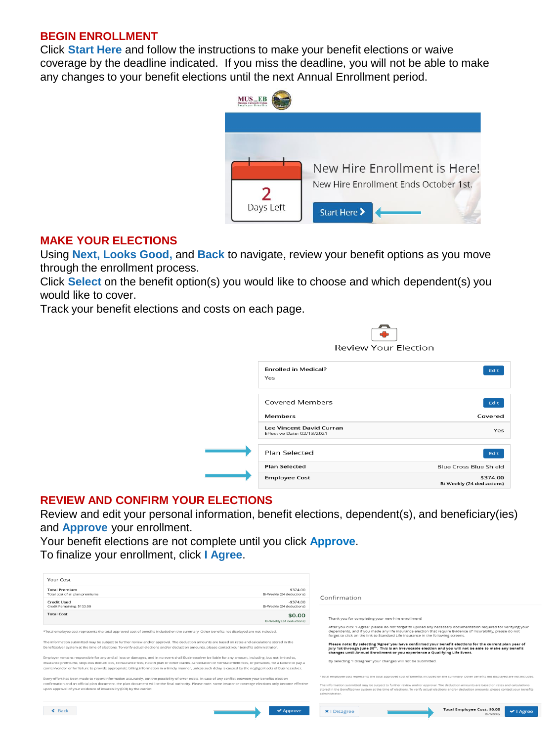## BEGIN ENROLLMENT

Click **Start Here** and follow the instructions to make your benefit elections or waive coverage by the deadline indicated. If you miss the deadline, you will not be able to make any changes to your benefit elections until the next Annual Enrollment period.

## MAKE YOUR ELECTIONS

Using **Next, Looks Good,** and **Back** to navigate, review your benefit options as you move through the enrollment process.

Click **Select** on the benefit option(s) you would like to choose and which dependent(s) you would like to cover.

Track your benefit elections and costs on each page.

## REVIEW AND CONFIRM YOUR ELECTIONS

Review and edit your personal information, benefit elections, dependent(s), and beneficiary(ies) and **Approve** your enrollment.

Your benefit elections are not complete until you click **Approve**.

To finalize your enrollment, click **I Agree**.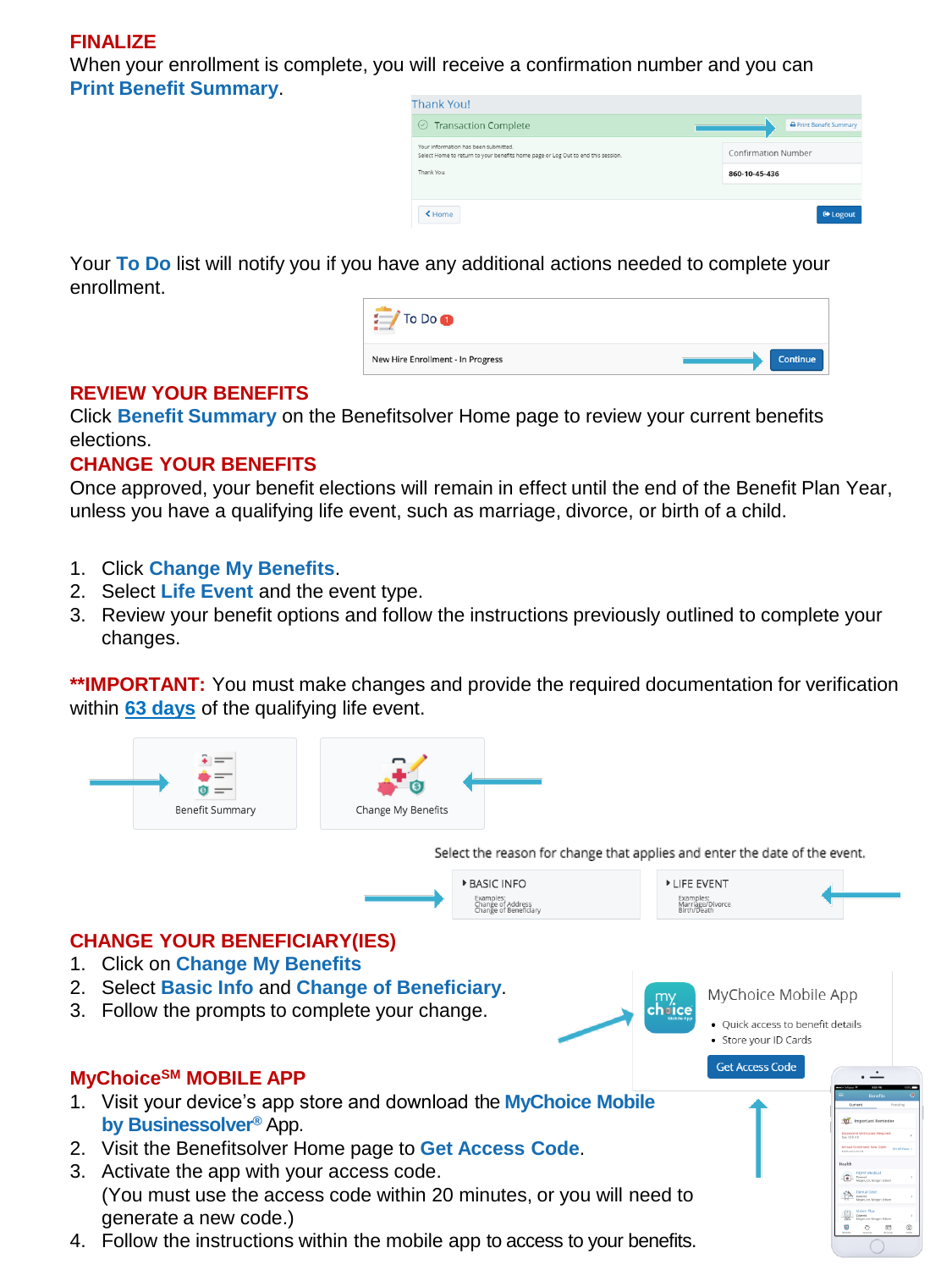## FINALIZE

When your enrollment is complete, you will receive a confirmation number and you can **Print Benefit Summary**.

Thank You!

Transaction Complete

Print Benefit Summary

Your information has been submitted.

Select Home to return to your benefits home page or Log Out to end this session.

Thank You.

Confirmation Number

860-10-45-436

Home

Logout

Your **To Do** list will notify you if you have any additional actions needed to complete your enrollment.

To Do 1

New Hire Enrollment - In Progress

Continue

## REVIEW YOUR BENEFITS

Click **Benefit Summary** on the Benefitsolver Home page to review your current benefits elections.

## CHANGE YOUR BENEFITS

Once approved, your benefit elections will remain in effect until the end of the Benefit Plan Year, unless you have a qualifying life event, such as marriage, divorce, or birth of a child.

1. Click **Change My Benefits**.
2. Select **Life Event** and the event type.
3. Review your benefit options and follow the instructions previously outlined to complete your changes.

****IMPORTANT:** You must make changes and provide the required documentation for verification within **63 days** of the qualifying life event.

Benefit Summary

Change My Benefits

Select the reason for change that applies and enter the date of the event.

BASIC INFO
Examples:
Change of Address
Change of Beneficiary

LIFE EVENT
Examples:
Marriage/Divorce
Birth/Death

## CHANGE YOUR BENEFICIARY(IES)

1. Click on **Change My Benefits**
2. Select **Basic Info** and **Change of Beneficiary**.
3. Follow the prompts to complete your change.

MyChoice Mobile App

- Quick access to benefit details
- Store your ID Cards

Get Access Code

## MyChoice[SM] MOBILE APP

1. Visit your device's app store and download the **MyChoice Mobile by Businessolver®** App.
2. Visit the Benefitsolver Home page to **Get Access Code**.
3. Activate the app with your access code.
   (You must use the access code within 20 minutes, or you will need to generate a new code.)
4. Follow the instructions within the mobile app to access to your benefits.